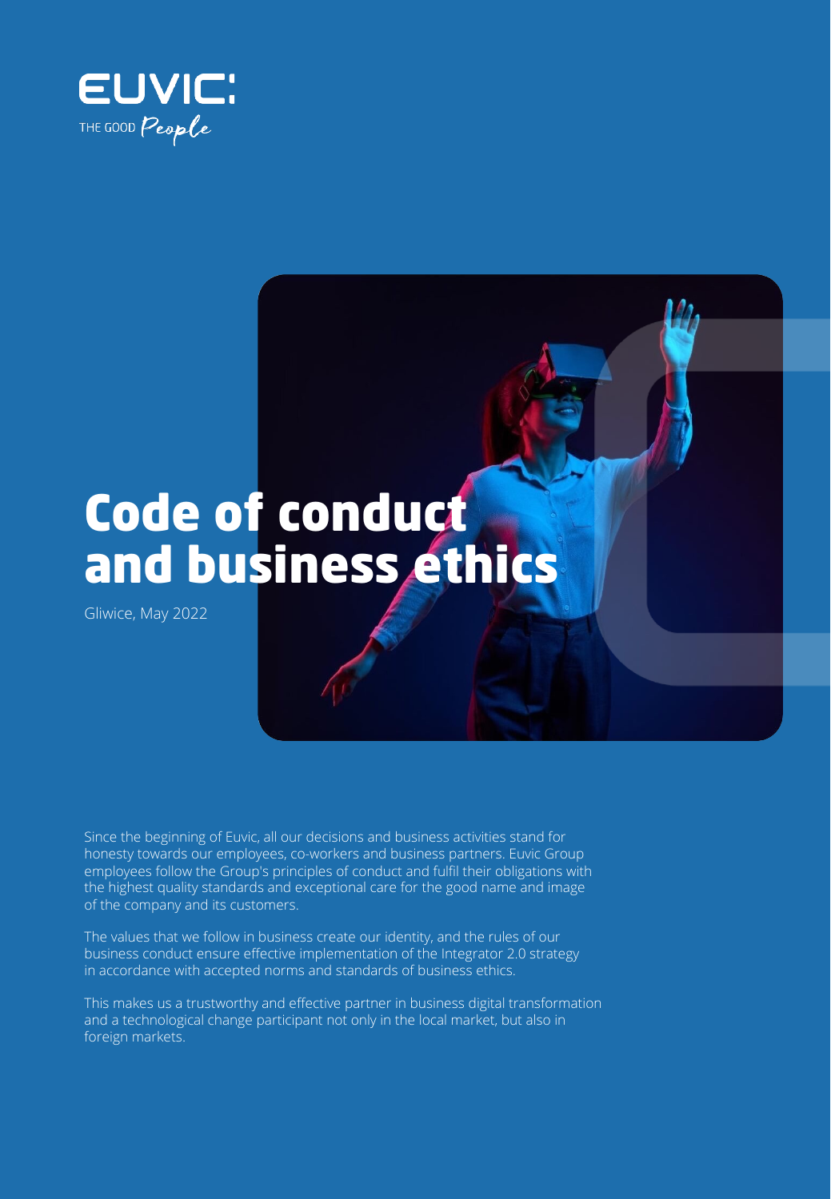EUVIC:
THE GOOD *People*

# Code of conduct and business ethics

Gliwice, May 2022

Since the beginning of Euvic, all our decisions and business activities stand for honesty towards our employees, co-workers and business partners. Euvic Group employees follow the Group's principles of conduct and fulfil their obligations with the highest quality standards and exceptional care for the good name and image of the company and its customers.

The values that we follow in business create our identity, and the rules of our business conduct ensure effective implementation of the Integrator 2.0 strategy in accordance with accepted norms and standards of business ethics.

This makes us a trustworthy and effective partner in business digital transformation and a technological change participant not only in the local market, but also in foreign markets.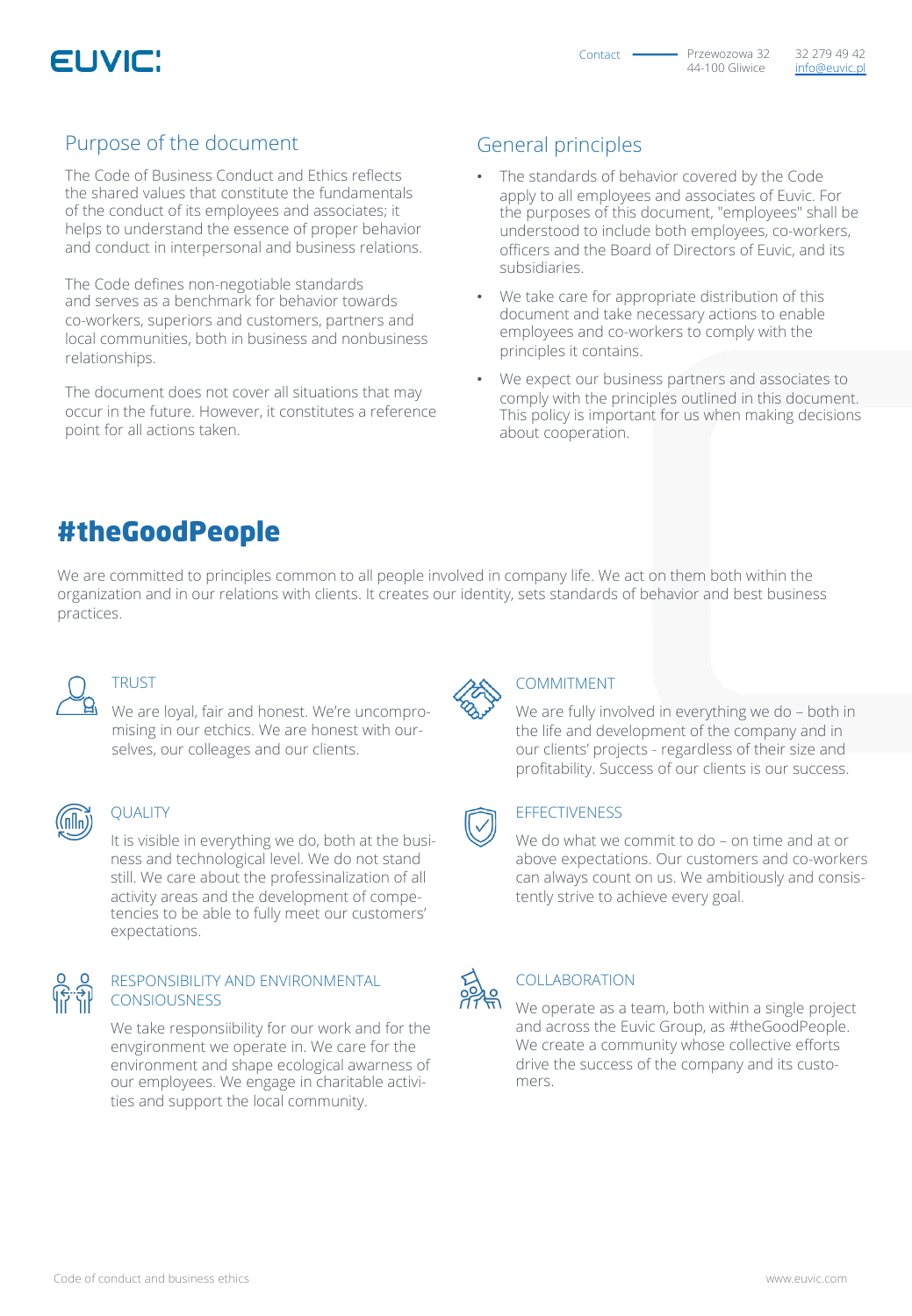## Purpose of the document

The Code of Business Conduct and Ethics reflects the shared values that constitute the fundamentals of the conduct of its employees and associates; it helps to understand the essence of proper behavior and conduct in interpersonal and business relations.

The Code defines non-negotiable standards and serves as a benchmark for behavior towards co-workers, superiors and customers, partners and local communities, both in business and nonbusiness relationships.

The document does not cover all situations that may occur in the future. However, it constitutes a reference point for all actions taken.

## General principles

- The standards of behavior covered by the Code apply to all employees and associates of Euvic. For the purposes of this document, "employees" shall be understood to include both employees, co-workers, officers and the Board of Directors of Euvic, and its subsidiaries.
- We take care for appropriate distribution of this document and take necessary actions to enable employees and co-workers to comply with the principles it contains.
- We expect our business partners and associates to comply with the principles outlined in this document. This policy is important for us when making decisions about cooperation.

# #theGoodPeople

We are committed to principles common to all people involved in company life. We act on them both within the organization and in our relations with clients. It creates our identity, sets standards of behavior and best business practices.

### TRUST

We are loyal, fair and honest. We're uncompromising in our etchics. We are honest with ourselves, our colleages and our clients.

### COMMITMENT

We are fully involved in everything we do – both in the life and development of the company and in our clients' projects - regardless of their size and profitability. Success of our clients is our success.

### QUALITY

It is visible in everything we do, both at the business and technological level. We do not stand still. We care about the professinalization of all activity areas and the development of competencies to be able to fully meet our customers' expectations.

### EFFECTIVENESS

We do what we commit to do – on time and at or above expectations. Our customers and co-workers can always count on us. We ambitiously and consistently strive to achieve every goal.

### RESPONSIBILITY AND ENVIRONMENTAL CONSIOUSNESS

We take responsiibility for our work and for the envgironment we operate in. We care for the environment and shape ecological awarness of our employees. We engage in charitable activities and support the local community.

### COLLABORATION

We operate as a team, both within a single project and across the Euvic Group, as #theGoodPeople. We create a community whose collective efforts drive the success of the company and its customers.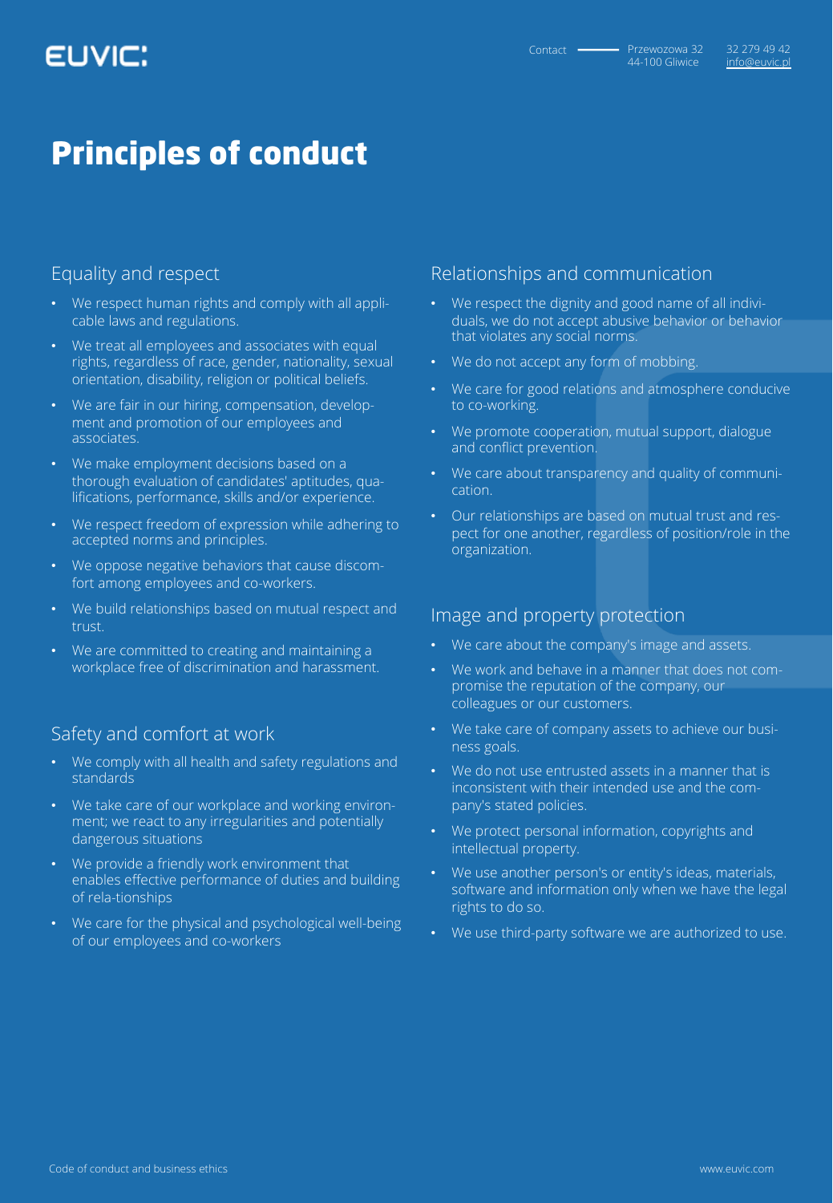# Principles of conduct

## Equality and respect

- We respect human rights and comply with all applicable laws and regulations.
- We treat all employees and associates with equal rights, regardless of race, gender, nationality, sexual orientation, disability, religion or political beliefs.
- We are fair in our hiring, compensation, development and promotion of our employees and associates.
- We make employment decisions based on a thorough evaluation of candidates' aptitudes, qualifications, performance, skills and/or experience.
- We respect freedom of expression while adhering to accepted norms and principles.
- We oppose negative behaviors that cause discomfort among employees and co-workers.
- We build relationships based on mutual respect and trust.
- We are committed to creating and maintaining a workplace free of discrimination and harassment.

## Safety and comfort at work

- We comply with all health and safety regulations and standards
- We take care of our workplace and working environment; we react to any irregularities and potentially dangerous situations
- We provide a friendly work environment that enables effective performance of duties and building of rela-tionships
- We care for the physical and psychological well-being of our employees and co-workers

## Relationships and communication

- We respect the dignity and good name of all individuals, we do not accept abusive behavior or behavior that violates any social norms.
- We do not accept any form of mobbing.
- We care for good relations and atmosphere conducive to co-working.
- We promote cooperation, mutual support, dialogue and conflict prevention.
- We care about transparency and quality of communication.
- Our relationships are based on mutual trust and respect for one another, regardless of position/role in the organization.

## Image and property protection

- We care about the company's image and assets.
- We work and behave in a manner that does not compromise the reputation of the company, our colleagues or our customers.
- We take care of company assets to achieve our business goals.
- We do not use entrusted assets in a manner that is inconsistent with their intended use and the company's stated policies.
- We protect personal information, copyrights and intellectual property.
- We use another person's or entity's ideas, materials, software and information only when we have the legal rights to do so.
- We use third-party software we are authorized to use.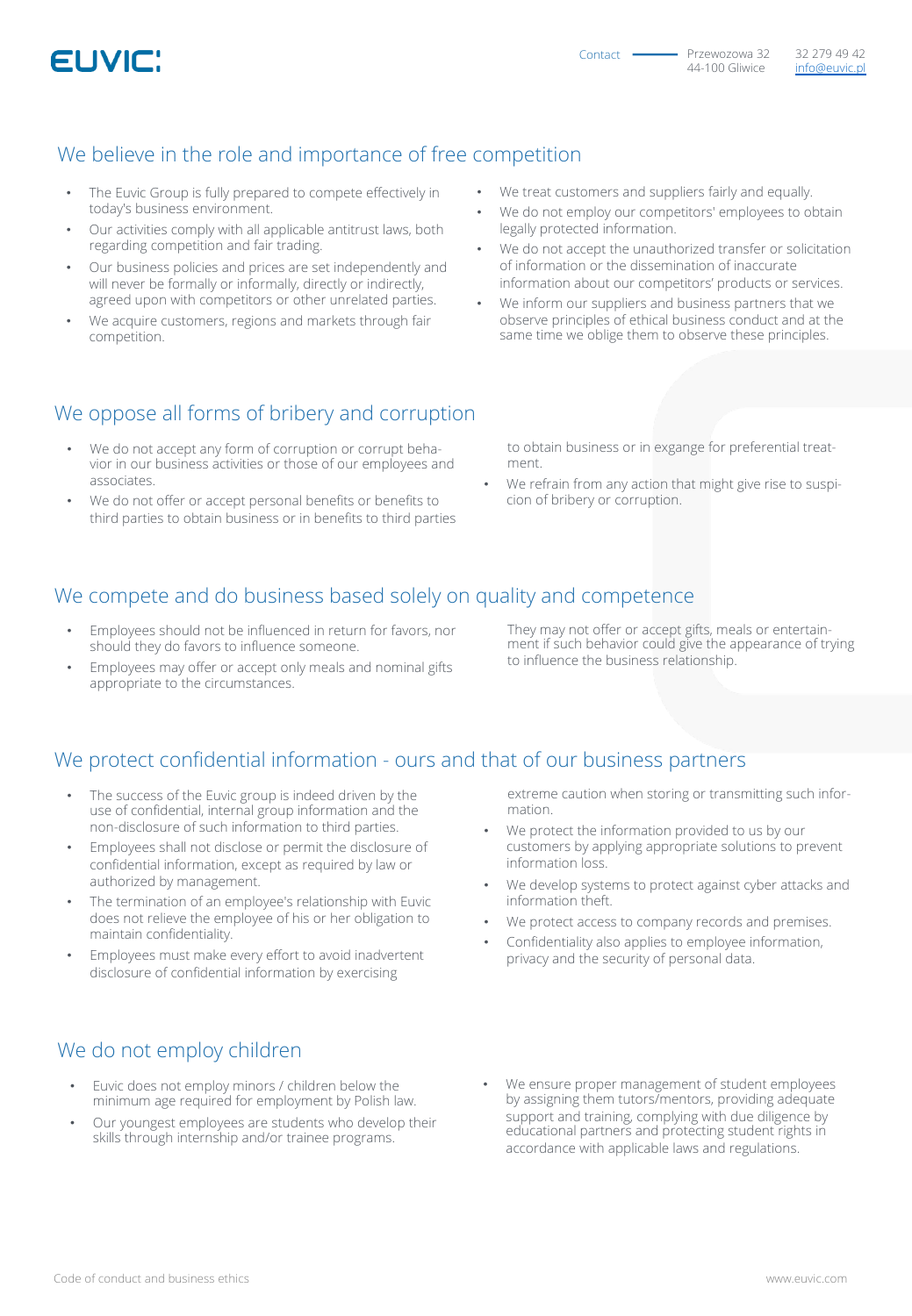## We believe in the role and importance of free competition

- The Euvic Group is fully prepared to compete effectively in today's business environment.
- Our activities comply with all applicable antitrust laws, both regarding competition and fair trading.
- Our business policies and prices are set independently and will never be formally or informally, directly or indirectly, agreed upon with competitors or other unrelated parties.
- We acquire customers, regions and markets through fair competition.
- We treat customers and suppliers fairly and equally.
- We do not employ our competitors' employees to obtain legally protected information.
- We do not accept the unauthorized transfer or solicitation of information or the dissemination of inaccurate information about our competitors' products or services.
- We inform our suppliers and business partners that we observe principles of ethical business conduct and at the same time we oblige them to observe these principles.

## We oppose all forms of bribery and corruption

- We do not accept any form of corruption or corrupt behavior in our business activities or those of our employees and associates.
- We do not offer or accept personal benefits or benefits to third parties to obtain business or in benefits to third parties to obtain business or in exgange for preferential treatment.
- We refrain from any action that might give rise to suspicion of bribery or corruption.

## We compete and do business based solely on quality and competence

- Employees should not be influenced in return for favors, nor should they do favors to influence someone.
- Employees may offer or accept only meals and nominal gifts appropriate to the circumstances.

They may not offer or accept gifts, meals or entertainment if such behavior could give the appearance of trying to influence the business relationship.

## We protect confidential information - ours and that of our business partners

- The success of the Euvic group is indeed driven by the use of confidential, internal group information and the non-disclosure of such information to third parties.
- Employees shall not disclose or permit the disclosure of confidential information, except as required by law or authorized by management.
- The termination of an employee's relationship with Euvic does not relieve the employee of his or her obligation to maintain confidentiality.
- Employees must make every effort to avoid inadvertent disclosure of confidential information by exercising extreme caution when storing or transmitting such information.
- We protect the information provided to us by our customers by applying appropriate solutions to prevent information loss.
- We develop systems to protect against cyber attacks and information theft.
- We protect access to company records and premises.
- Confidentiality also applies to employee information, privacy and the security of personal data.

## We do not employ children

- Euvic does not employ minors / children below the minimum age required for employment by Polish law.
- Our youngest employees are students who develop their skills through internship and/or trainee programs.
- We ensure proper management of student employees by assigning them tutors/mentors, providing adequate support and training, complying with due diligence by educational partners and protecting student rights in accordance with applicable laws and regulations.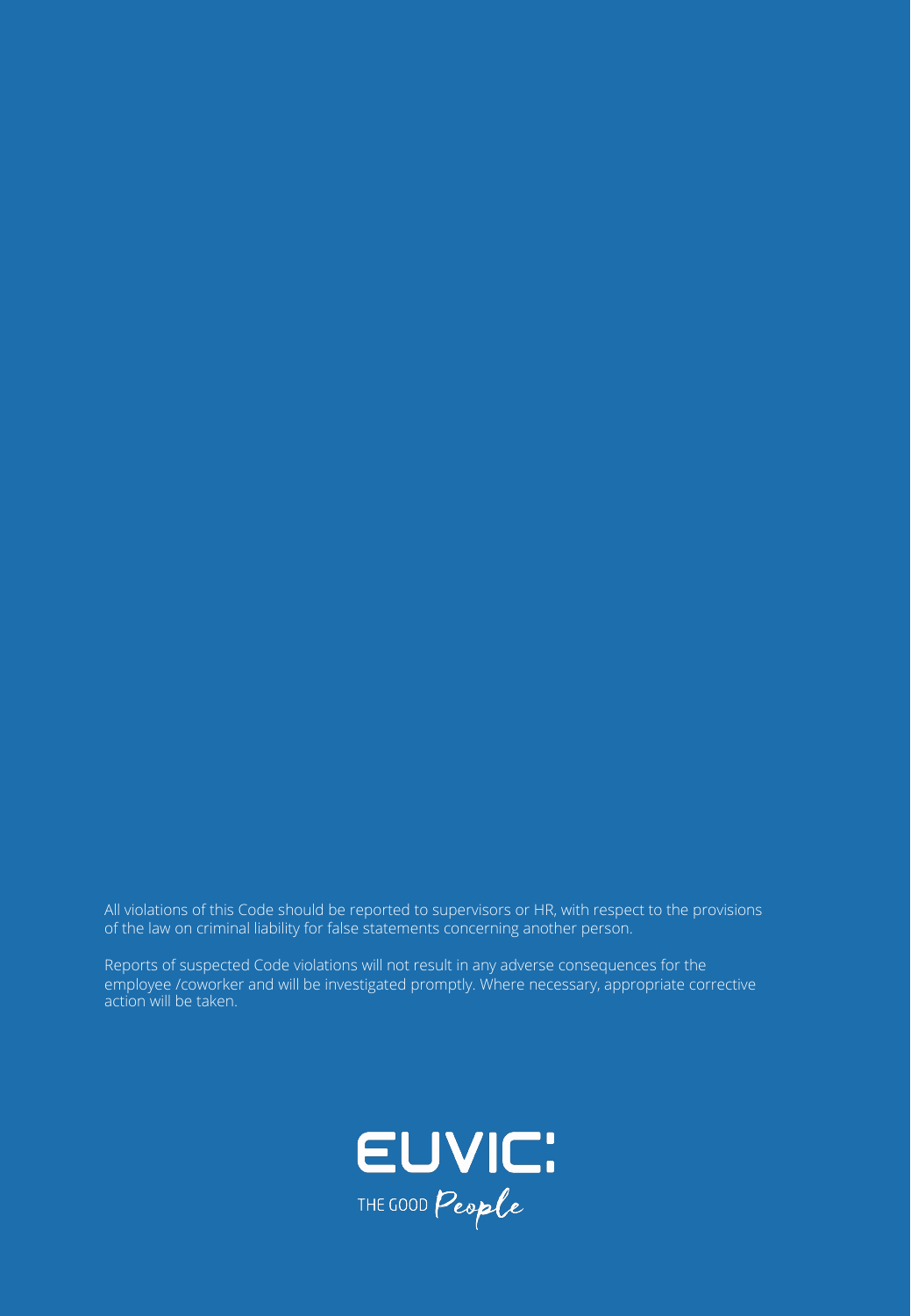All violations of this Code should be reported to supervisors or HR, with respect to the provisions of the law on criminal liability for false statements concerning another person.

Reports of suspected Code violations will not result in any adverse consequences for the employee /coworker and will be investigated promptly. Where necessary, appropriate corrective action will be taken.

EUVIC

THE GOOD People